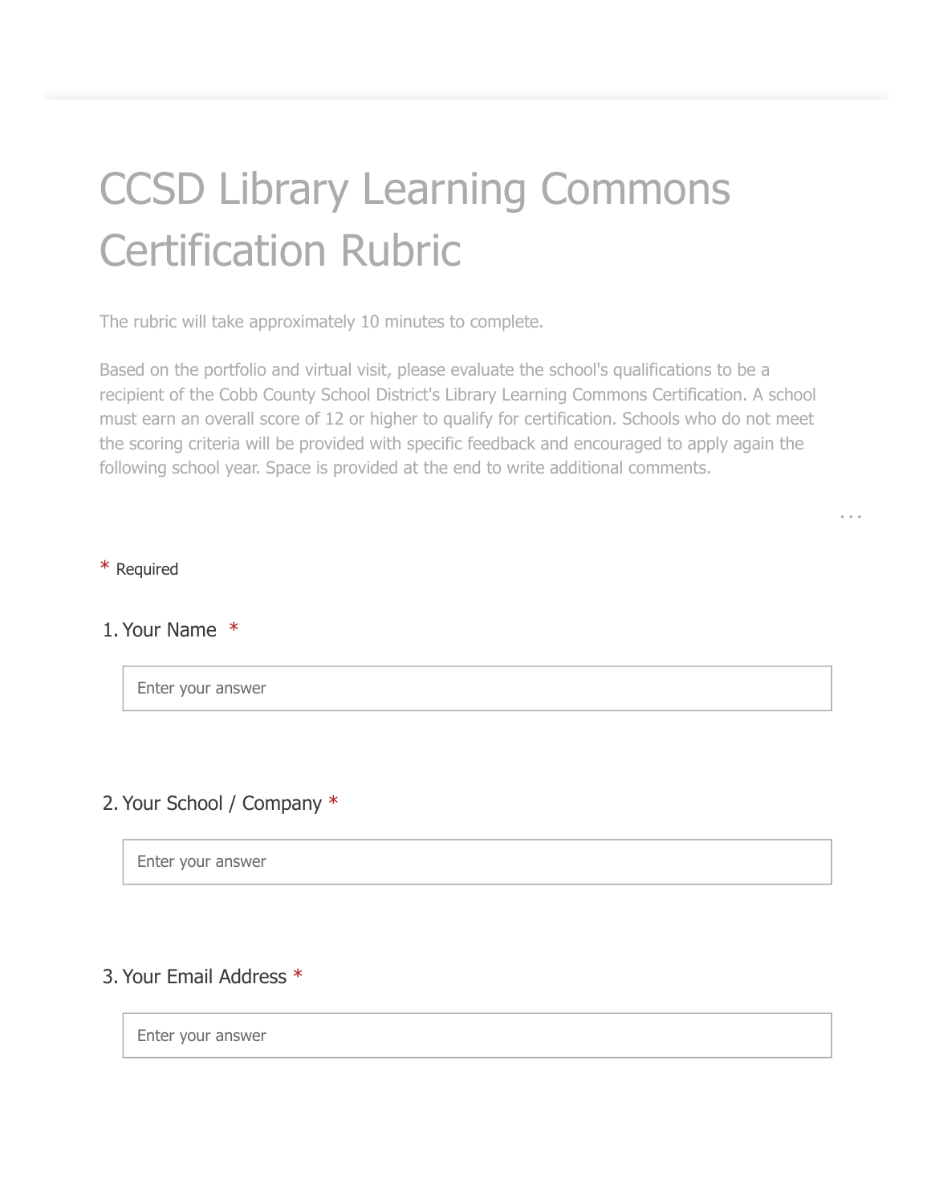# CCSD Library Learning Commons Certification Rubric

The rubric will take approximately 10 minutes to complete.

Based on the portfolio and virtual visit, please evaluate the school's qualifications to be a recipient of the Cobb County School District's Library Learning Commons Certification. A school must earn an overall score of 12 or higher to qualify for certification. Schools who do not meet the scoring criteria will be provided with specific feedback and encouraged to apply again the following school year. Space is provided at the end to write additional comments.

* Required

1. Your Name *

Enter your answer

2. Your School / Company *

Enter your answer

3. Your Email Address *

Enter your answer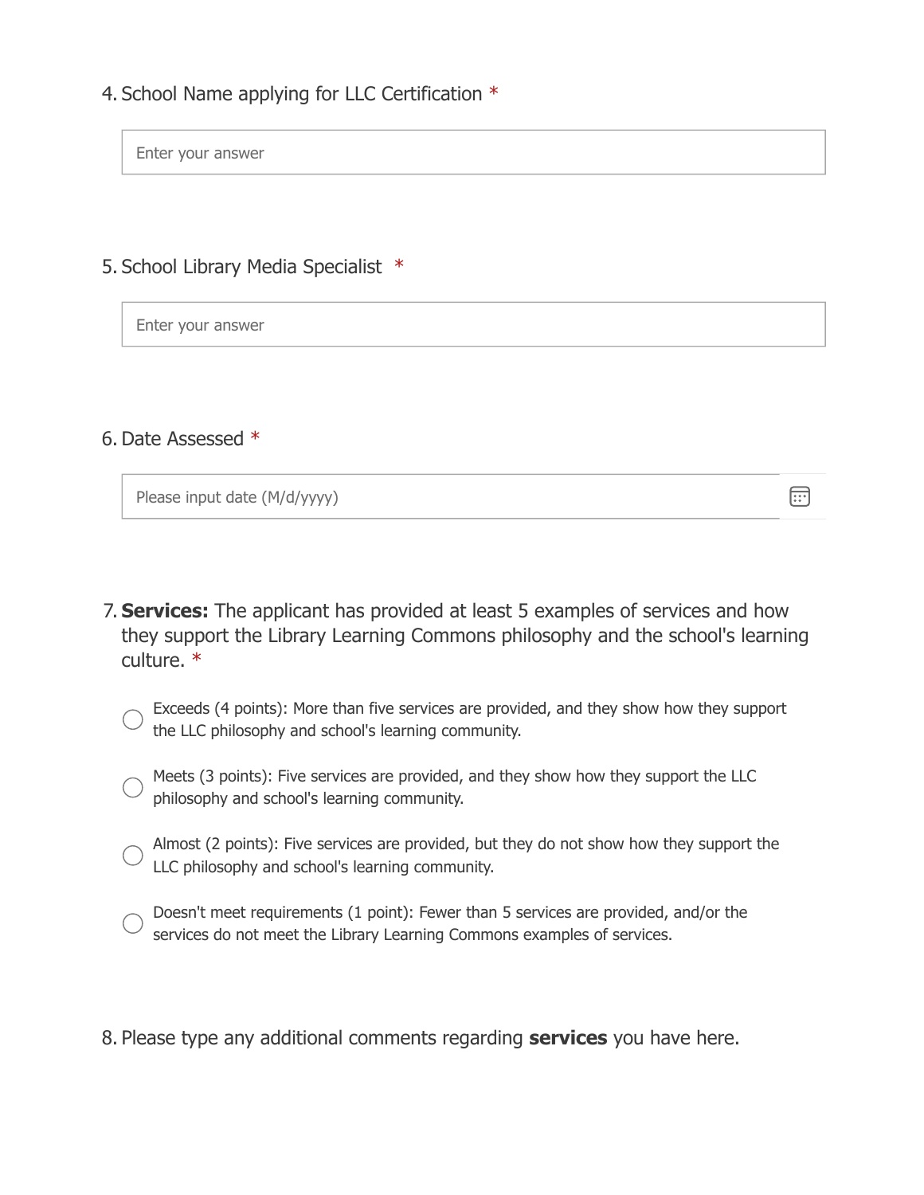4. School Name applying for LLC Certification *

Enter your answer

5. School Library Media Specialist *

Enter your answer

6. Date Assessed *

Please input date (M/d/yyyy)

7. **Services:** The applicant has provided at least 5 examples of services and how they support the Library Learning Commons philosophy and the school's learning culture. *

- ◯ Exceeds (4 points): More than five services are provided, and they show how they support the LLC philosophy and school's learning community.
- ◯ Meets (3 points): Five services are provided, and they show how they support the LLC philosophy and school's learning community.
- ◯ Almost (2 points): Five services are provided, but they do not show how they support the LLC philosophy and school's learning community.
- ◯ Doesn't meet requirements (1 point): Fewer than 5 services are provided, and/or the services do not meet the Library Learning Commons examples of services.

8. Please type any additional comments regarding **services** you have here.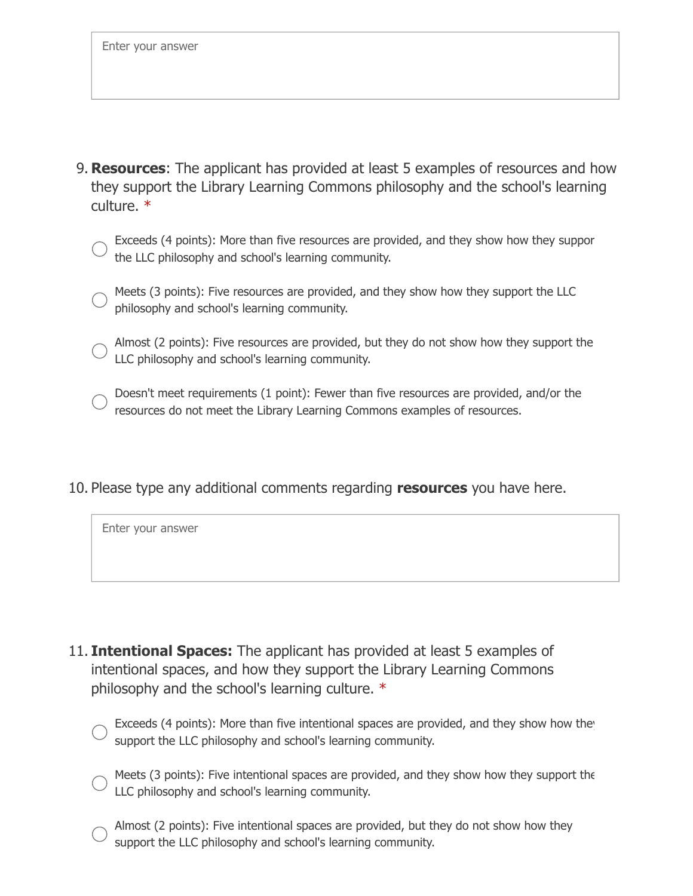Enter your answer

9. **Resources**: The applicant has provided at least 5 examples of resources and how they support the Library Learning Commons philosophy and the school's learning culture. *

   - ○ Exceeds (4 points): More than five resources are provided, and they show how they suppor the LLC philosophy and school's learning community.
   - ○ Meets (3 points): Five resources are provided, and they show how they support the LLC philosophy and school's learning community.
   - ○ Almost (2 points): Five resources are provided, but they do not show how they support the LLC philosophy and school's learning community.
   - ○ Doesn't meet requirements (1 point): Fewer than five resources are provided, and/or the resources do not meet the Library Learning Commons examples of resources.

10. Please type any additional comments regarding **resources** you have here.

    Enter your answer

11. **Intentional Spaces:** The applicant has provided at least 5 examples of intentional spaces, and how they support the Library Learning Commons philosophy and the school's learning culture. *

    - ○ Exceeds (4 points): More than five intentional spaces are provided, and they show how they support the LLC philosophy and school's learning community.
    - ○ Meets (3 points): Five intentional spaces are provided, and they show how they support the LLC philosophy and school's learning community.
    - ○ Almost (2 points): Five intentional spaces are provided, but they do not show how they support the LLC philosophy and school's learning community.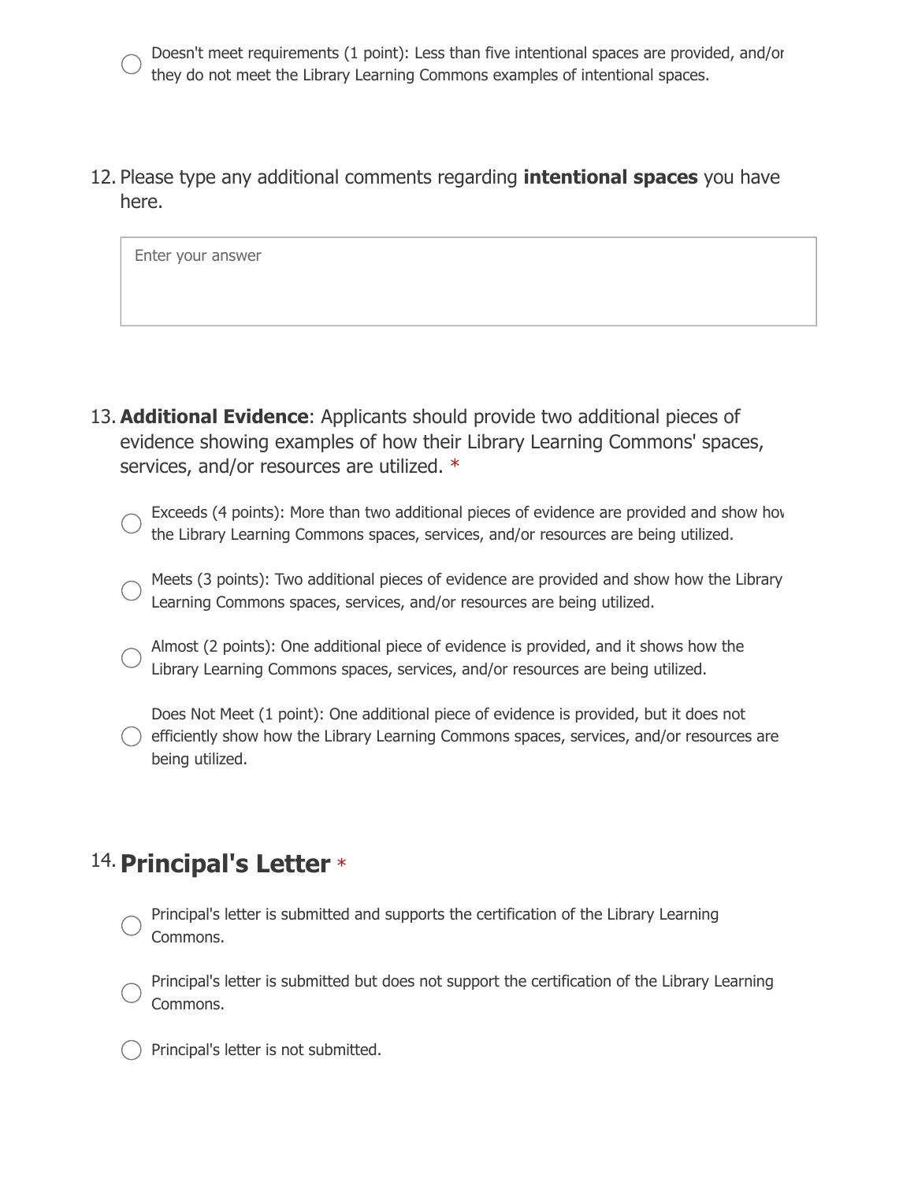- Doesn't meet requirements (1 point): Less than five intentional spaces are provided, and/or they do not meet the Library Learning Commons examples of intentional spaces.

12. Please type any additional comments regarding **intentional spaces** you have here.

Enter your answer

13. **Additional Evidence**: Applicants should provide two additional pieces of evidence showing examples of how their Library Learning Commons' spaces, services, and/or resources are utilized. *

- Exceeds (4 points): More than two additional pieces of evidence are provided and show how the Library Learning Commons spaces, services, and/or resources are being utilized.
- Meets (3 points): Two additional pieces of evidence are provided and show how the Library Learning Commons spaces, services, and/or resources are being utilized.
- Almost (2 points): One additional piece of evidence is provided, and it shows how the Library Learning Commons spaces, services, and/or resources are being utilized.
- Does Not Meet (1 point): One additional piece of evidence is provided, but it does not efficiently show how the Library Learning Commons spaces, services, and/or resources are being utilized.

## 14. Principal's Letter *

- Principal's letter is submitted and supports the certification of the Library Learning Commons.
- Principal's letter is submitted but does not support the certification of the Library Learning Commons.
- Principal's letter is not submitted.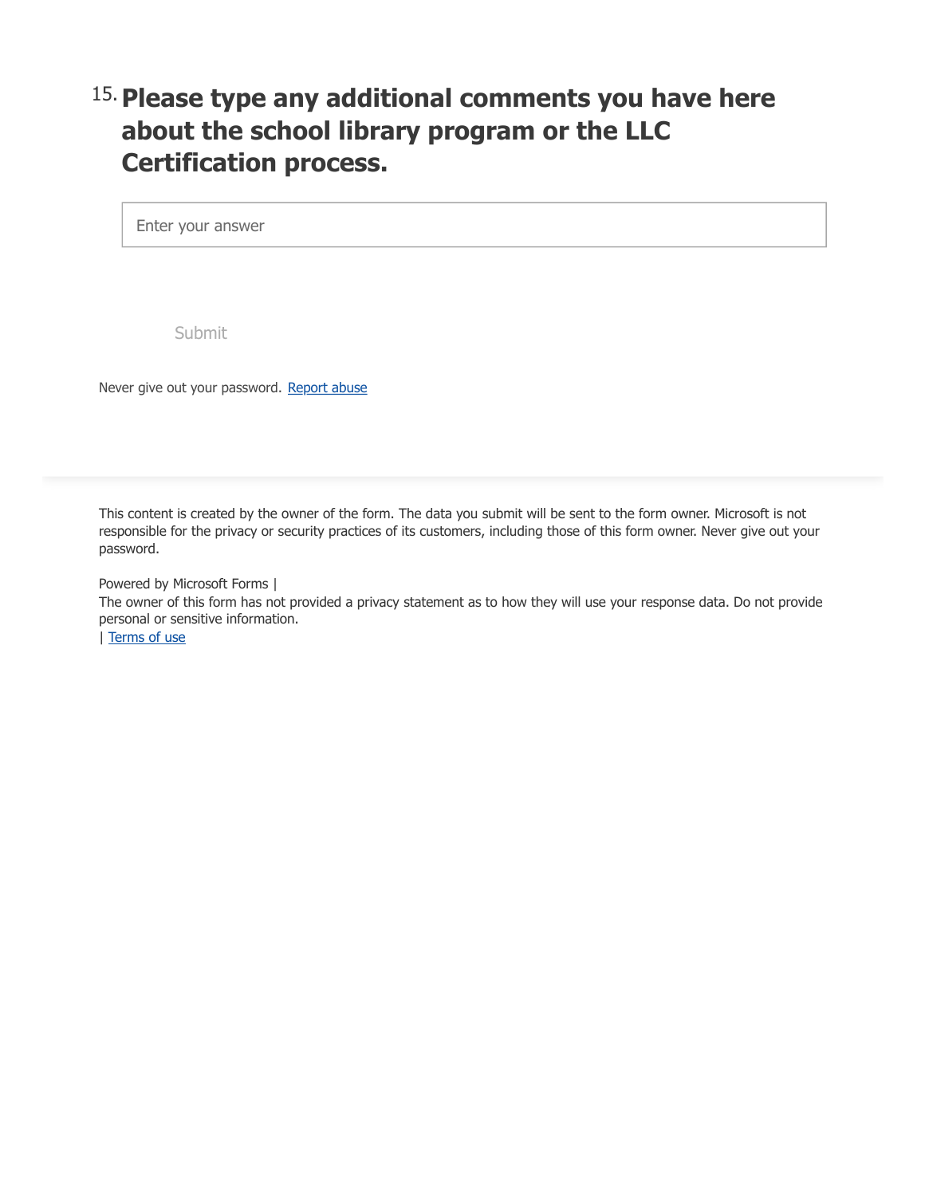## 15. Please type any additional comments you have here about the school library program or the LLC Certification process.

Enter your answer

Submit

Never give out your password. Report abuse

This content is created by the owner of the form. The data you submit will be sent to the form owner. Microsoft is not responsible for the privacy or security practices of its customers, including those of this form owner. Never give out your password.

Powered by Microsoft Forms |
The owner of this form has not provided a privacy statement as to how they will use your response data. Do not provide personal or sensitive information.
| Terms of use